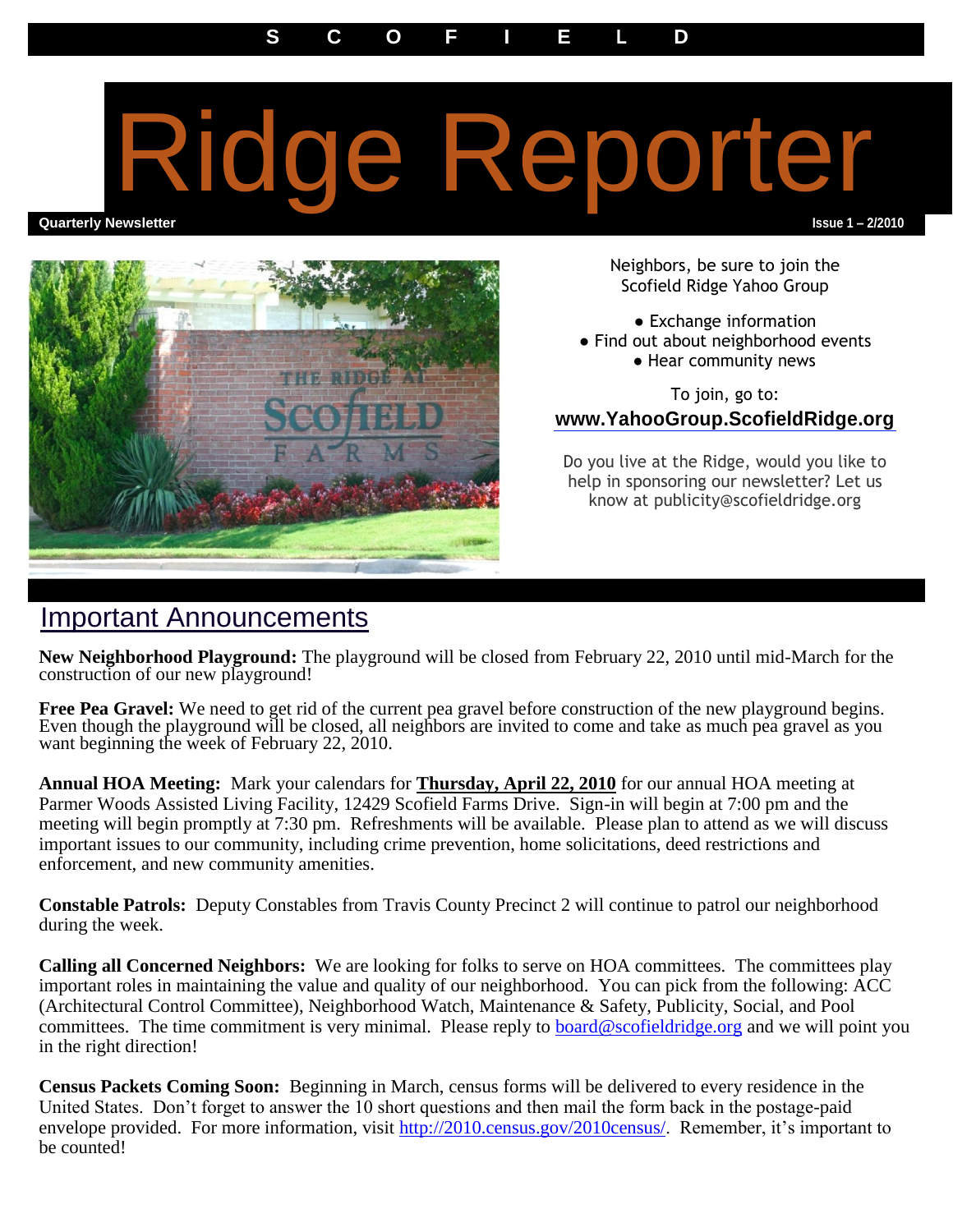S C O F I E L D

# Ridge Reporter

**Quarterly Newsletter** **Issue 1 – 2/2010**

Neighbors, be sure to join the Scofield Ridge Yahoo Group

- Exchange information
- Find out about neighborhood events
- Hear community news

To join, go to:
**www.YahooGroup.ScofieldRidge.org**

Do you live at the Ridge, would you like to help in sponsoring our newsletter? Let us know at publicity@scofieldridge.org

## Important Announcements

**New Neighborhood Playground:** The playground will be closed from February 22, 2010 until mid-March for the construction of our new playground!

**Free Pea Gravel:** We need to get rid of the current pea gravel before construction of the new playground begins. Even though the playground will be closed, all neighbors are invited to come and take as much pea gravel as you want beginning the week of February 22, 2010.

**Annual HOA Meeting:** Mark your calendars for **Thursday, April 22, 2010** for our annual HOA meeting at Parmer Woods Assisted Living Facility, 12429 Scofield Farms Drive. Sign-in will begin at 7:00 pm and the meeting will begin promptly at 7:30 pm. Refreshments will be available. Please plan to attend as we will discuss important issues to our community, including crime prevention, home solicitations, deed restrictions and enforcement, and new community amenities.

**Constable Patrols:** Deputy Constables from Travis County Precinct 2 will continue to patrol our neighborhood during the week.

**Calling all Concerned Neighbors:** We are looking for folks to serve on HOA committees. The committees play important roles in maintaining the value and quality of our neighborhood. You can pick from the following: ACC (Architectural Control Committee), Neighborhood Watch, Maintenance & Safety, Publicity, Social, and Pool committees. The time commitment is very minimal. Please reply to board@scofieldridge.org and we will point you in the right direction!

**Census Packets Coming Soon:** Beginning in March, census forms will be delivered to every residence in the United States. Don't forget to answer the 10 short questions and then mail the form back in the postage-paid envelope provided. For more information, visit http://2010.census.gov/2010census/. Remember, it's important to be counted!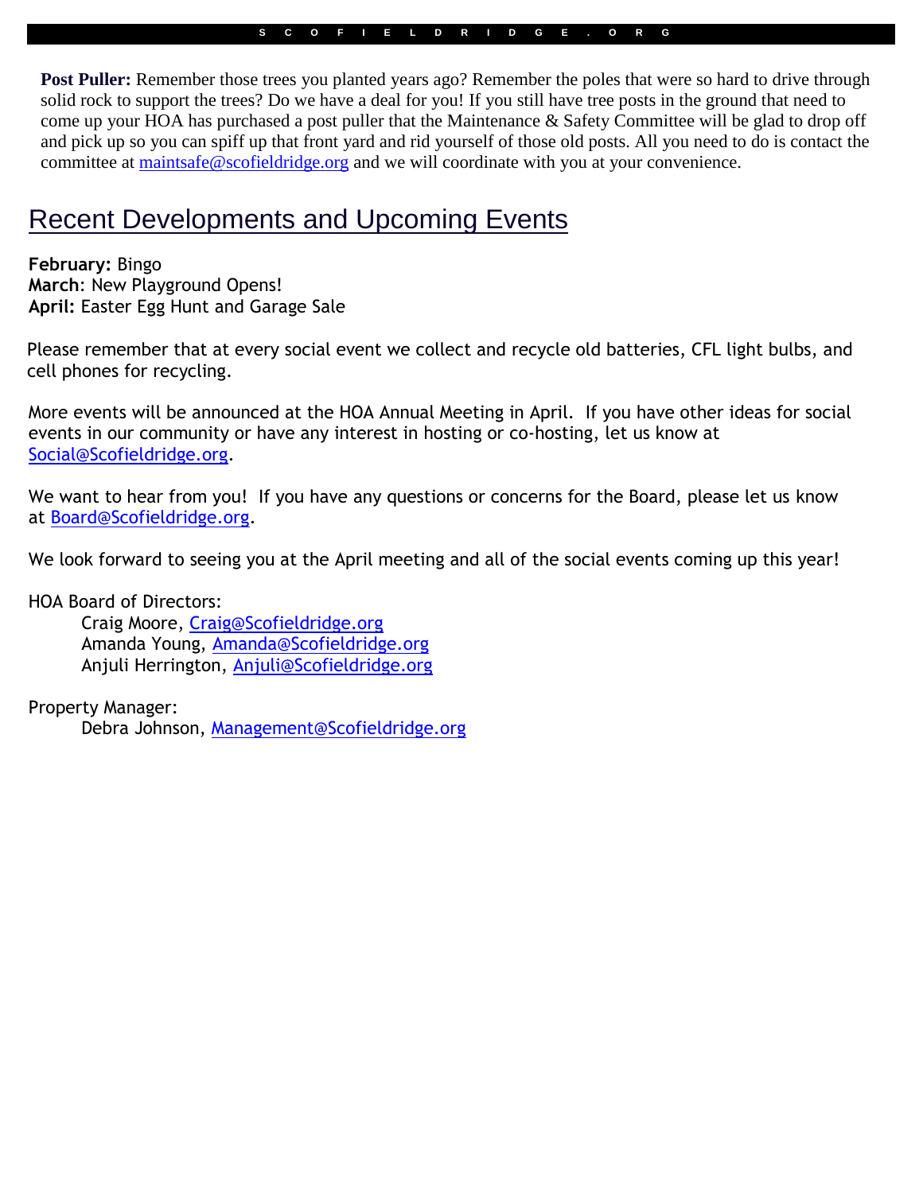**Post Puller:** Remember those trees you planted years ago? Remember the poles that were so hard to drive through solid rock to support the trees? Do we have a deal for you! If you still have tree posts in the ground that need to come up your HOA has purchased a post puller that the Maintenance & Safety Committee will be glad to drop off and pick up so you can spiff up that front yard and rid yourself of those old posts. All you need to do is contact the committee at maintsafe@scofieldridge.org and we will coordinate with you at your convenience.

## Recent Developments and Upcoming Events

**February:** Bingo
**March**: New Playground Opens!
**April:** Easter Egg Hunt and Garage Sale

Please remember that at every social event we collect and recycle old batteries, CFL light bulbs, and cell phones for recycling.

More events will be announced at the HOA Annual Meeting in April. If you have other ideas for social events in our community or have any interest in hosting or co-hosting, let us know at Social@Scofieldridge.org.

We want to hear from you! If you have any questions or concerns for the Board, please let us know at Board@Scofieldridge.org.

We look forward to seeing you at the April meeting and all of the social events coming up this year!

HOA Board of Directors:
Craig Moore, Craig@Scofieldridge.org
Amanda Young, Amanda@Scofieldridge.org
Anjuli Herrington, Anjuli@Scofieldridge.org

Property Manager:
Debra Johnson, Management@Scofieldridge.org